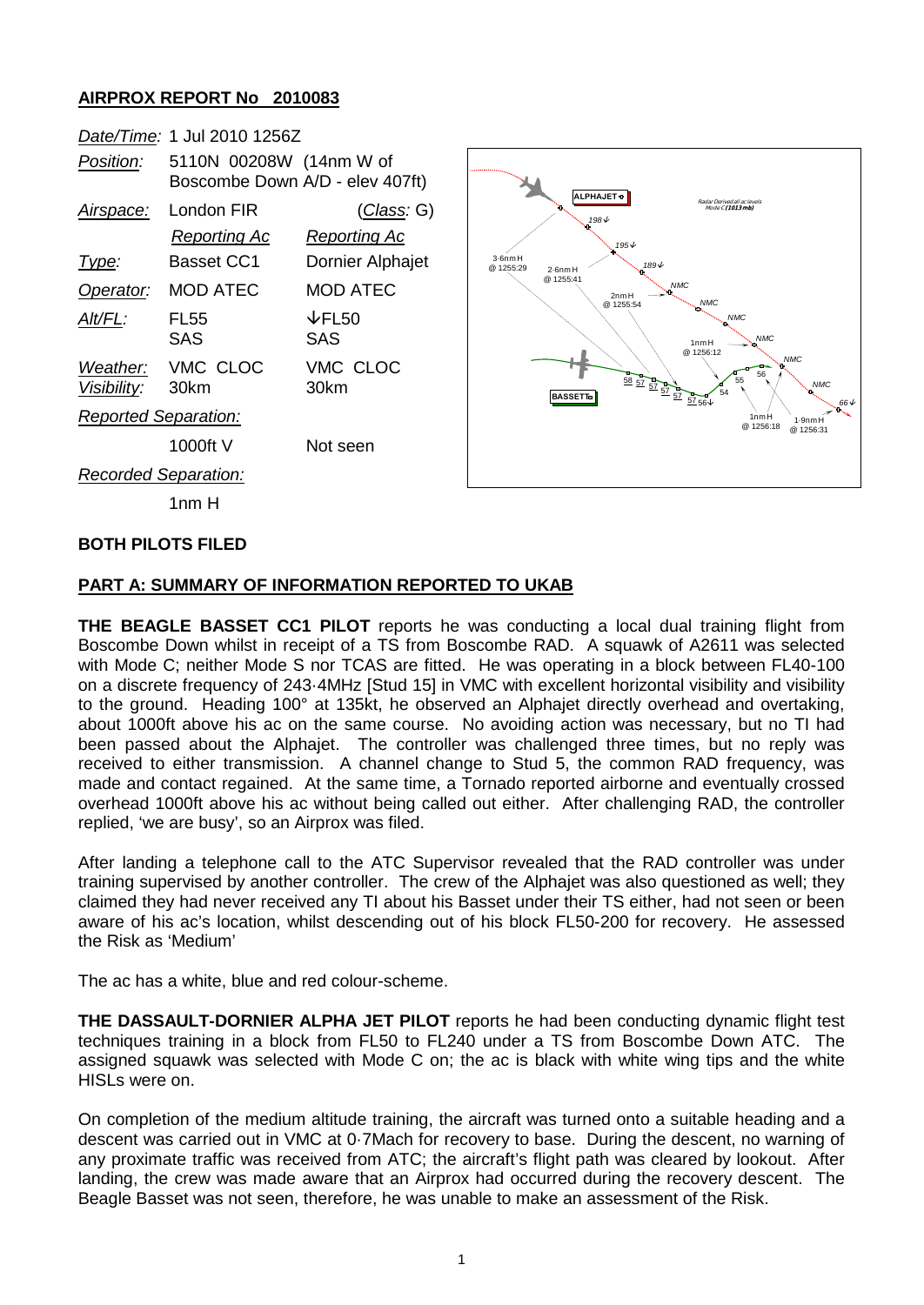# AIRPROX REPORT No 2010083

| | | |
|---|---|---|
| *Date/Time:* | 1 Jul 2010 1256Z | |
| *Position:* | 5110N 00208W (14nm W of Boscombe Down A/D - elev 407ft) | |
| *Airspace:* | London FIR | (*Class*: G) |
| | *Reporting Ac* | *Reporting Ac* |
| *Type:* | Basset CC1 | Dornier Alphajet |
| *Operator:* | MOD ATEC | MOD ATEC |
| *Alt/FL:* | FL55 SAS | ↓FL50 SAS |
| *Weather:* | VMC CLOC | VMC CLOC |
| *Visibility:* | 30km | 30km |
| *Reported Separation:* | | |
| | 1000ft V | Not seen |
| *Recorded Separation:* | | |
| | 1nm H | |

## BOTH PILOTS FILED

## PART A: SUMMARY OF INFORMATION REPORTED TO UKAB

**THE BEAGLE BASSET CC1 PILOT** reports he was conducting a local dual training flight from Boscombe Down whilst in receipt of a TS from Boscombe RAD. A squawk of A2611 was selected with Mode C; neither Mode S nor TCAS are fitted. He was operating in a block between FL40-100 on a discrete frequency of 243·4MHz [Stud 15] in VMC with excellent horizontal visibility and visibility to the ground. Heading 100° at 135kt, he observed an Alphajet directly overhead and overtaking, about 1000ft above his ac on the same course. No avoiding action was necessary, but no TI had been passed about the Alphajet. The controller was challenged three times, but no reply was received to either transmission. A channel change to Stud 5, the common RAD frequency, was made and contact regained. At the same time, a Tornado reported airborne and eventually crossed overhead 1000ft above his ac without being called out either. After challenging RAD, the controller replied, 'we are busy', so an Airprox was filed.

After landing a telephone call to the ATC Supervisor revealed that the RAD controller was under training supervised by another controller. The crew of the Alphajet was also questioned as well; they claimed they had never received any TI about his Basset under their TS either, had not seen or been aware of his ac's location, whilst descending out of his block FL50-200 for recovery. He assessed the Risk as 'Medium'

The ac has a white, blue and red colour-scheme.

**THE DASSAULT-DORNIER ALPHA JET PILOT** reports he had been conducting dynamic flight test techniques training in a block from FL50 to FL240 under a TS from Boscombe Down ATC. The assigned squawk was selected with Mode C on; the ac is black with white wing tips and the white HISLs were on.

On completion of the medium altitude training, the aircraft was turned onto a suitable heading and a descent was carried out in VMC at 0·7Mach for recovery to base. During the descent, no warning of any proximate traffic was received from ATC; the aircraft's flight path was cleared by lookout. After landing, the crew was made aware that an Airprox had occurred during the recovery descent. The Beagle Basset was not seen, therefore, he was unable to make an assessment of the Risk.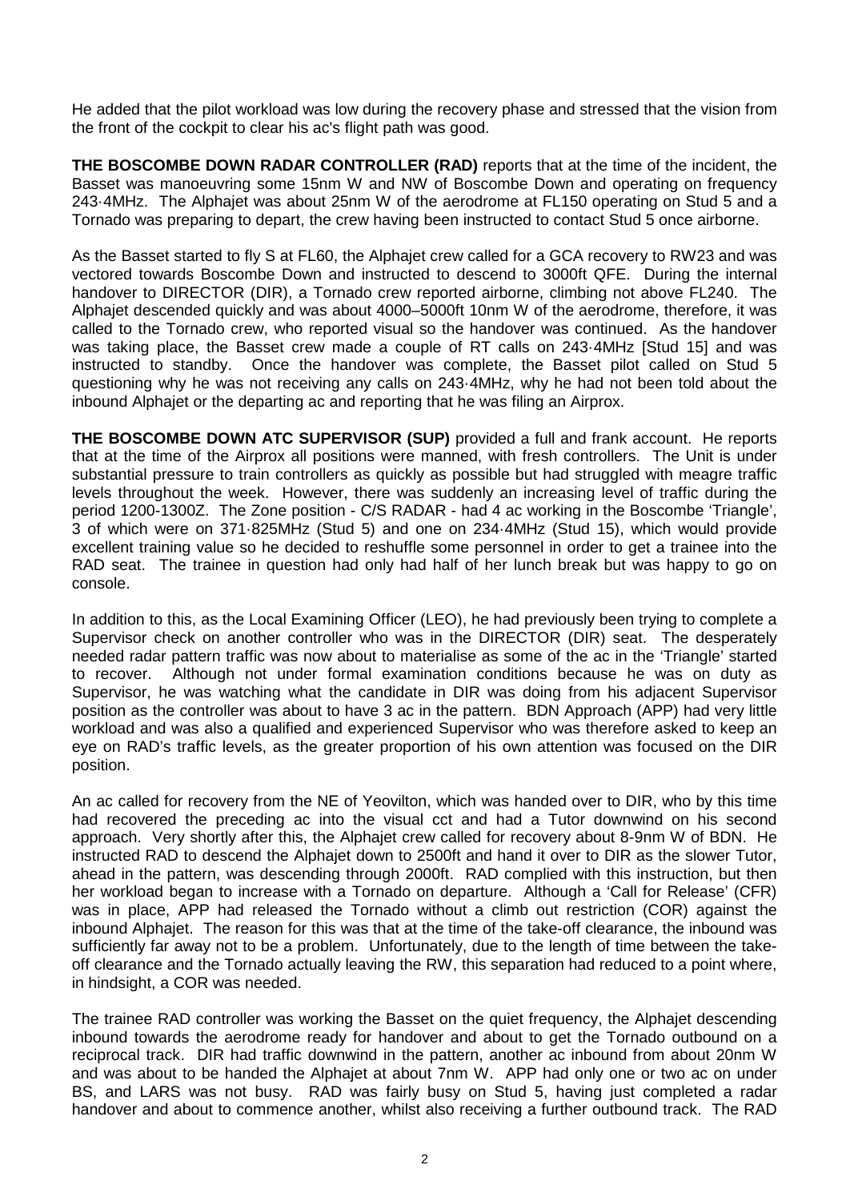He added that the pilot workload was low during the recovery phase and stressed that the vision from the front of the cockpit to clear his ac's flight path was good.

**THE BOSCOMBE DOWN RADAR CONTROLLER (RAD)** reports that at the time of the incident, the Basset was manoeuvring some 15nm W and NW of Boscombe Down and operating on frequency 243·4MHz. The Alphajet was about 25nm W of the aerodrome at FL150 operating on Stud 5 and a Tornado was preparing to depart, the crew having been instructed to contact Stud 5 once airborne.

As the Basset started to fly S at FL60, the Alphajet crew called for a GCA recovery to RW23 and was vectored towards Boscombe Down and instructed to descend to 3000ft QFE. During the internal handover to DIRECTOR (DIR), a Tornado crew reported airborne, climbing not above FL240. The Alphajet descended quickly and was about 4000–5000ft 10nm W of the aerodrome, therefore, it was called to the Tornado crew, who reported visual so the handover was continued. As the handover was taking place, the Basset crew made a couple of RT calls on 243·4MHz [Stud 15] and was instructed to standby. Once the handover was complete, the Basset pilot called on Stud 5 questioning why he was not receiving any calls on 243·4MHz, why he had not been told about the inbound Alphajet or the departing ac and reporting that he was filing an Airprox.

**THE BOSCOMBE DOWN ATC SUPERVISOR (SUP)** provided a full and frank account. He reports that at the time of the Airprox all positions were manned, with fresh controllers. The Unit is under substantial pressure to train controllers as quickly as possible but had struggled with meagre traffic levels throughout the week. However, there was suddenly an increasing level of traffic during the period 1200-1300Z. The Zone position - C/S RADAR - had 4 ac working in the Boscombe 'Triangle', 3 of which were on 371·825MHz (Stud 5) and one on 234·4MHz (Stud 15), which would provide excellent training value so he decided to reshuffle some personnel in order to get a trainee into the RAD seat. The trainee in question had only had half of her lunch break but was happy to go on console.

In addition to this, as the Local Examining Officer (LEO), he had previously been trying to complete a Supervisor check on another controller who was in the DIRECTOR (DIR) seat. The desperately needed radar pattern traffic was now about to materialise as some of the ac in the 'Triangle' started to recover. Although not under formal examination conditions because he was on duty as Supervisor, he was watching what the candidate in DIR was doing from his adjacent Supervisor position as the controller was about to have 3 ac in the pattern. BDN Approach (APP) had very little workload and was also a qualified and experienced Supervisor who was therefore asked to keep an eye on RAD's traffic levels, as the greater proportion of his own attention was focused on the DIR position.

An ac called for recovery from the NE of Yeovilton, which was handed over to DIR, who by this time had recovered the preceding ac into the visual cct and had a Tutor downwind on his second approach. Very shortly after this, the Alphajet crew called for recovery about 8-9nm W of BDN. He instructed RAD to descend the Alphajet down to 2500ft and hand it over to DIR as the slower Tutor, ahead in the pattern, was descending through 2000ft. RAD complied with this instruction, but then her workload began to increase with a Tornado on departure. Although a 'Call for Release' (CFR) was in place, APP had released the Tornado without a climb out restriction (COR) against the inbound Alphajet. The reason for this was that at the time of the take-off clearance, the inbound was sufficiently far away not to be a problem. Unfortunately, due to the length of time between the take-off clearance and the Tornado actually leaving the RW, this separation had reduced to a point where, in hindsight, a COR was needed.

The trainee RAD controller was working the Basset on the quiet frequency, the Alphajet descending inbound towards the aerodrome ready for handover and about to get the Tornado outbound on a reciprocal track. DIR had traffic downwind in the pattern, another ac inbound from about 20nm W and was about to be handed the Alphajet at about 7nm W. APP had only one or two ac on under BS, and LARS was not busy. RAD was fairly busy on Stud 5, having just completed a radar handover and about to commence another, whilst also receiving a further outbound track. The RAD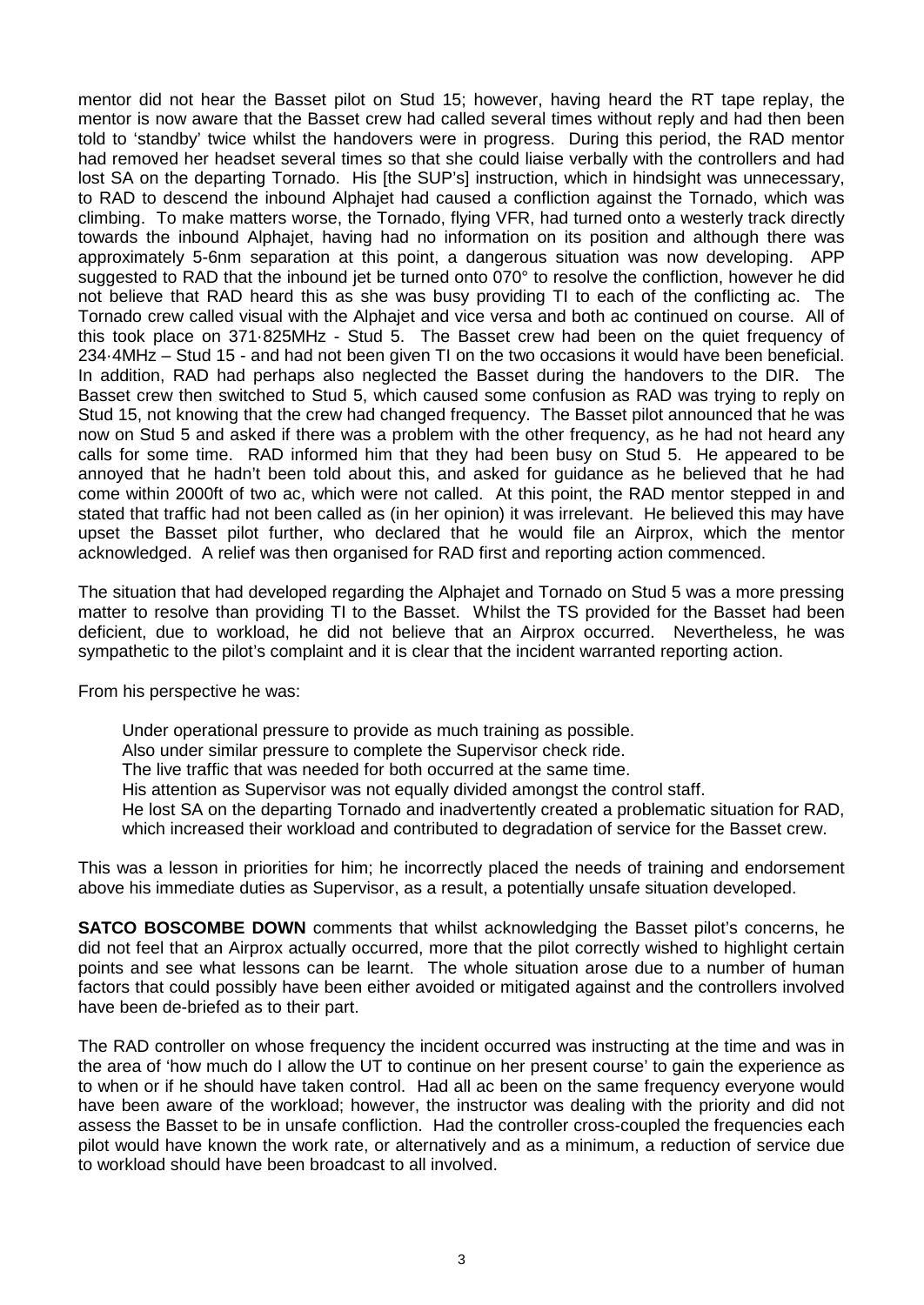mentor did not hear the Basset pilot on Stud 15; however, having heard the RT tape replay, the mentor is now aware that the Basset crew had called several times without reply and had then been told to 'standby' twice whilst the handovers were in progress. During this period, the RAD mentor had removed her headset several times so that she could liaise verbally with the controllers and had lost SA on the departing Tornado. His [the SUP's] instruction, which in hindsight was unnecessary, to RAD to descend the inbound Alphajet had caused a confliction against the Tornado, which was climbing. To make matters worse, the Tornado, flying VFR, had turned onto a westerly track directly towards the inbound Alphajet, having had no information on its position and although there was approximately 5-6nm separation at this point, a dangerous situation was now developing. APP suggested to RAD that the inbound jet be turned onto 070° to resolve the confliction, however he did not believe that RAD heard this as she was busy providing TI to each of the conflicting ac. The Tornado crew called visual with the Alphajet and vice versa and both ac continued on course. All of this took place on 371·825MHz - Stud 5. The Basset crew had been on the quiet frequency of 234·4MHz – Stud 15 - and had not been given TI on the two occasions it would have been beneficial. In addition, RAD had perhaps also neglected the Basset during the handovers to the DIR. The Basset crew then switched to Stud 5, which caused some confusion as RAD was trying to reply on Stud 15, not knowing that the crew had changed frequency. The Basset pilot announced that he was now on Stud 5 and asked if there was a problem with the other frequency, as he had not heard any calls for some time. RAD informed him that they had been busy on Stud 5. He appeared to be annoyed that he hadn't been told about this, and asked for guidance as he believed that he had come within 2000ft of two ac, which were not called. At this point, the RAD mentor stepped in and stated that traffic had not been called as (in her opinion) it was irrelevant. He believed this may have upset the Basset pilot further, who declared that he would file an Airprox, which the mentor acknowledged. A relief was then organised for RAD first and reporting action commenced.

The situation that had developed regarding the Alphajet and Tornado on Stud 5 was a more pressing matter to resolve than providing TI to the Basset. Whilst the TS provided for the Basset had been deficient, due to workload, he did not believe that an Airprox occurred. Nevertheless, he was sympathetic to the pilot's complaint and it is clear that the incident warranted reporting action.

From his perspective he was:

- Under operational pressure to provide as much training as possible.
- Also under similar pressure to complete the Supervisor check ride.
- The live traffic that was needed for both occurred at the same time.
- His attention as Supervisor was not equally divided amongst the control staff.
- He lost SA on the departing Tornado and inadvertently created a problematic situation for RAD, which increased their workload and contributed to degradation of service for the Basset crew.

This was a lesson in priorities for him; he incorrectly placed the needs of training and endorsement above his immediate duties as Supervisor, as a result, a potentially unsafe situation developed.

**SATCO BOSCOMBE DOWN** comments that whilst acknowledging the Basset pilot's concerns, he did not feel that an Airprox actually occurred, more that the pilot correctly wished to highlight certain points and see what lessons can be learnt. The whole situation arose due to a number of human factors that could possibly have been either avoided or mitigated against and the controllers involved have been de-briefed as to their part.

The RAD controller on whose frequency the incident occurred was instructing at the time and was in the area of 'how much do I allow the UT to continue on her present course' to gain the experience as to when or if he should have taken control. Had all ac been on the same frequency everyone would have been aware of the workload; however, the instructor was dealing with the priority and did not assess the Basset to be in unsafe confliction. Had the controller cross-coupled the frequencies each pilot would have known the work rate, or alternatively and as a minimum, a reduction of service due to workload should have been broadcast to all involved.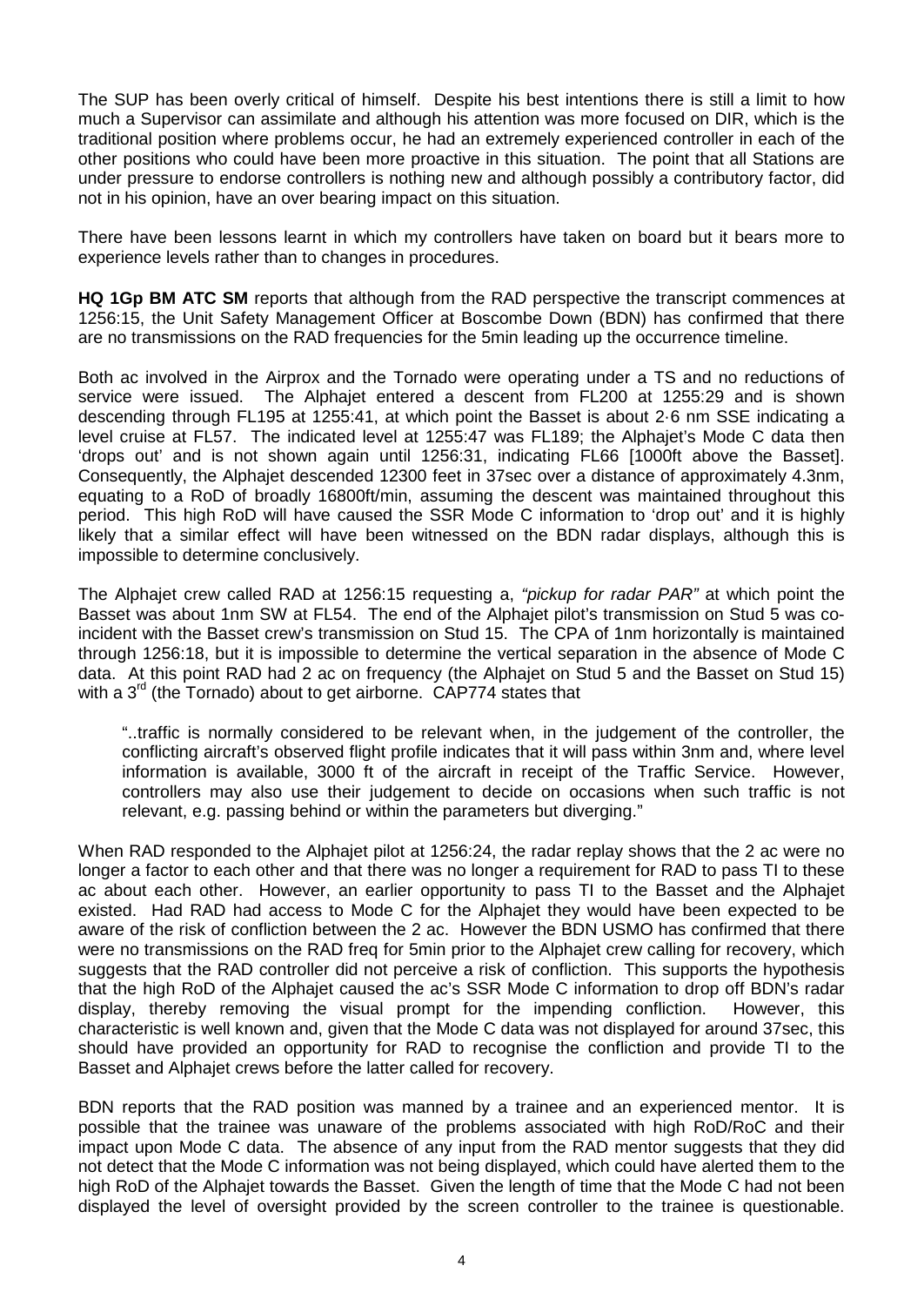The SUP has been overly critical of himself. Despite his best intentions there is still a limit to how much a Supervisor can assimilate and although his attention was more focused on DIR, which is the traditional position where problems occur, he had an extremely experienced controller in each of the other positions who could have been more proactive in this situation. The point that all Stations are under pressure to endorse controllers is nothing new and although possibly a contributory factor, did not in his opinion, have an over bearing impact on this situation.

There have been lessons learnt in which my controllers have taken on board but it bears more to experience levels rather than to changes in procedures.

**HQ 1Gp BM ATC SM** reports that although from the RAD perspective the transcript commences at 1256:15, the Unit Safety Management Officer at Boscombe Down (BDN) has confirmed that there are no transmissions on the RAD frequencies for the 5min leading up the occurrence timeline.

Both ac involved in the Airprox and the Tornado were operating under a TS and no reductions of service were issued. The Alphajet entered a descent from FL200 at 1255:29 and is shown descending through FL195 at 1255:41, at which point the Basset is about 2·6 nm SSE indicating a level cruise at FL57. The indicated level at 1255:47 was FL189; the Alphajet's Mode C data then 'drops out' and is not shown again until 1256:31, indicating FL66 [1000ft above the Basset]. Consequently, the Alphajet descended 12300 feet in 37sec over a distance of approximately 4.3nm, equating to a RoD of broadly 16800ft/min, assuming the descent was maintained throughout this period. This high RoD will have caused the SSR Mode C information to 'drop out' and it is highly likely that a similar effect will have been witnessed on the BDN radar displays, although this is impossible to determine conclusively.

The Alphajet crew called RAD at 1256:15 requesting a, *"pickup for radar PAR"* at which point the Basset was about 1nm SW at FL54. The end of the Alphajet pilot's transmission on Stud 5 was co-incident with the Basset crew's transmission on Stud 15. The CPA of 1nm horizontally is maintained through 1256:18, but it is impossible to determine the vertical separation in the absence of Mode C data. At this point RAD had 2 ac on frequency (the Alphajet on Stud 5 and the Basset on Stud 15) with a 3rd (the Tornado) about to get airborne. CAP774 states that

> "..traffic is normally considered to be relevant when, in the judgement of the controller, the conflicting aircraft's observed flight profile indicates that it will pass within 3nm and, where level information is available, 3000 ft of the aircraft in receipt of the Traffic Service. However, controllers may also use their judgement to decide on occasions when such traffic is not relevant, e.g. passing behind or within the parameters but diverging."

When RAD responded to the Alphajet pilot at 1256:24, the radar replay shows that the 2 ac were no longer a factor to each other and that there was no longer a requirement for RAD to pass TI to these ac about each other. However, an earlier opportunity to pass TI to the Basset and the Alphajet existed. Had RAD had access to Mode C for the Alphajet they would have been expected to be aware of the risk of confliction between the 2 ac. However the BDN USMO has confirmed that there were no transmissions on the RAD freq for 5min prior to the Alphajet crew calling for recovery, which suggests that the RAD controller did not perceive a risk of confliction. This supports the hypothesis that the high RoD of the Alphajet caused the ac's SSR Mode C information to drop off BDN's radar display, thereby removing the visual prompt for the impending confliction. However, this characteristic is well known and, given that the Mode C data was not displayed for around 37sec, this should have provided an opportunity for RAD to recognise the confliction and provide TI to the Basset and Alphajet crews before the latter called for recovery.

BDN reports that the RAD position was manned by a trainee and an experienced mentor. It is possible that the trainee was unaware of the problems associated with high RoD/RoC and their impact upon Mode C data. The absence of any input from the RAD mentor suggests that they did not detect that the Mode C information was not being displayed, which could have alerted them to the high RoD of the Alphajet towards the Basset. Given the length of time that the Mode C had not been displayed the level of oversight provided by the screen controller to the trainee is questionable.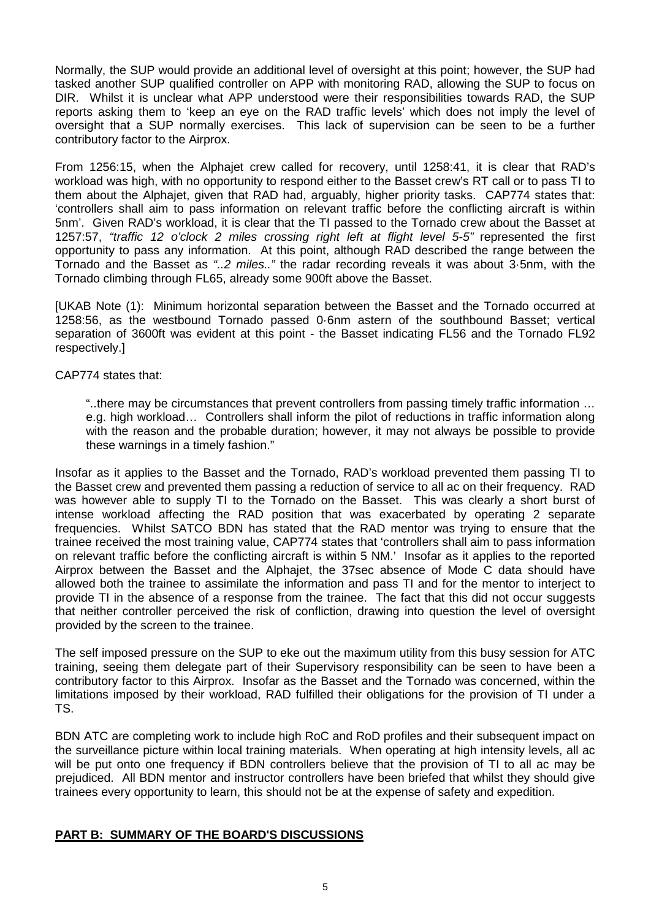Normally, the SUP would provide an additional level of oversight at this point; however, the SUP had tasked another SUP qualified controller on APP with monitoring RAD, allowing the SUP to focus on DIR. Whilst it is unclear what APP understood were their responsibilities towards RAD, the SUP reports asking them to 'keep an eye on the RAD traffic levels' which does not imply the level of oversight that a SUP normally exercises. This lack of supervision can be seen to be a further contributory factor to the Airprox.

From 1256:15, when the Alphajet crew called for recovery, until 1258:41, it is clear that RAD's workload was high, with no opportunity to respond either to the Basset crew's RT call or to pass TI to them about the Alphajet, given that RAD had, arguably, higher priority tasks. CAP774 states that: 'controllers shall aim to pass information on relevant traffic before the conflicting aircraft is within 5nm'. Given RAD's workload, it is clear that the TI passed to the Tornado crew about the Basset at 1257:57, *"traffic 12 o'clock 2 miles crossing right left at flight level 5-5"* represented the first opportunity to pass any information. At this point, although RAD described the range between the Tornado and the Basset as *"..2 miles.."* the radar recording reveals it was about 3·5nm, with the Tornado climbing through FL65, already some 900ft above the Basset.

[UKAB Note (1): Minimum horizontal separation between the Basset and the Tornado occurred at 1258:56, as the westbound Tornado passed 0·6nm astern of the southbound Basset; vertical separation of 3600ft was evident at this point - the Basset indicating FL56 and the Tornado FL92 respectively.]

CAP774 states that:

> "..there may be circumstances that prevent controllers from passing timely traffic information … e.g. high workload… Controllers shall inform the pilot of reductions in traffic information along with the reason and the probable duration; however, it may not always be possible to provide these warnings in a timely fashion."

Insofar as it applies to the Basset and the Tornado, RAD's workload prevented them passing TI to the Basset crew and prevented them passing a reduction of service to all ac on their frequency. RAD was however able to supply TI to the Tornado on the Basset. This was clearly a short burst of intense workload affecting the RAD position that was exacerbated by operating 2 separate frequencies. Whilst SATCO BDN has stated that the RAD mentor was trying to ensure that the trainee received the most training value, CAP774 states that 'controllers shall aim to pass information on relevant traffic before the conflicting aircraft is within 5 NM.' Insofar as it applies to the reported Airprox between the Basset and the Alphajet, the 37sec absence of Mode C data should have allowed both the trainee to assimilate the information and pass TI and for the mentor to interject to provide TI in the absence of a response from the trainee. The fact that this did not occur suggests that neither controller perceived the risk of confliction, drawing into question the level of oversight provided by the screen to the trainee.

The self imposed pressure on the SUP to eke out the maximum utility from this busy session for ATC training, seeing them delegate part of their Supervisory responsibility can be seen to have been a contributory factor to this Airprox. Insofar as the Basset and the Tornado was concerned, within the limitations imposed by their workload, RAD fulfilled their obligations for the provision of TI under a TS.

BDN ATC are completing work to include high RoC and RoD profiles and their subsequent impact on the surveillance picture within local training materials. When operating at high intensity levels, all ac will be put onto one frequency if BDN controllers believe that the provision of TI to all ac may be prejudiced. All BDN mentor and instructor controllers have been briefed that whilst they should give trainees every opportunity to learn, this should not be at the expense of safety and expedition.

## PART B: SUMMARY OF THE BOARD'S DISCUSSIONS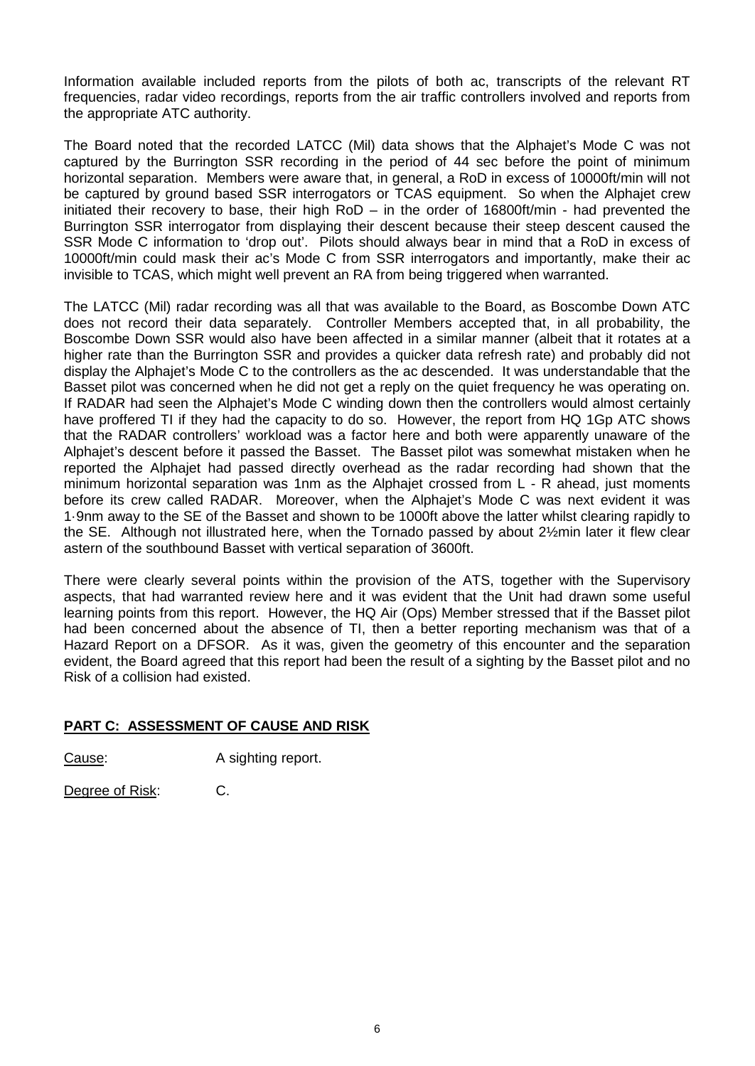Information available included reports from the pilots of both ac, transcripts of the relevant RT frequencies, radar video recordings, reports from the air traffic controllers involved and reports from the appropriate ATC authority.

The Board noted that the recorded LATCC (Mil) data shows that the Alphajet's Mode C was not captured by the Burrington SSR recording in the period of 44 sec before the point of minimum horizontal separation. Members were aware that, in general, a RoD in excess of 10000ft/min will not be captured by ground based SSR interrogators or TCAS equipment. So when the Alphajet crew initiated their recovery to base, their high RoD – in the order of 16800ft/min - had prevented the Burrington SSR interrogator from displaying their descent because their steep descent caused the SSR Mode C information to 'drop out'. Pilots should always bear in mind that a RoD in excess of 10000ft/min could mask their ac's Mode C from SSR interrogators and importantly, make their ac invisible to TCAS, which might well prevent an RA from being triggered when warranted.

The LATCC (Mil) radar recording was all that was available to the Board, as Boscombe Down ATC does not record their data separately. Controller Members accepted that, in all probability, the Boscombe Down SSR would also have been affected in a similar manner (albeit that it rotates at a higher rate than the Burrington SSR and provides a quicker data refresh rate) and probably did not display the Alphajet's Mode C to the controllers as the ac descended. It was understandable that the Basset pilot was concerned when he did not get a reply on the quiet frequency he was operating on. If RADAR had seen the Alphajet's Mode C winding down then the controllers would almost certainly have proffered TI if they had the capacity to do so. However, the report from HQ 1Gp ATC shows that the RADAR controllers' workload was a factor here and both were apparently unaware of the Alphajet's descent before it passed the Basset. The Basset pilot was somewhat mistaken when he reported the Alphajet had passed directly overhead as the radar recording had shown that the minimum horizontal separation was 1nm as the Alphajet crossed from L - R ahead, just moments before its crew called RADAR. Moreover, when the Alphajet's Mode C was next evident it was 1·9nm away to the SE of the Basset and shown to be 1000ft above the latter whilst clearing rapidly to the SE. Although not illustrated here, when the Tornado passed by about 2½min later it flew clear astern of the southbound Basset with vertical separation of 3600ft.

There were clearly several points within the provision of the ATS, together with the Supervisory aspects, that had warranted review here and it was evident that the Unit had drawn some useful learning points from this report. However, the HQ Air (Ops) Member stressed that if the Basset pilot had been concerned about the absence of TI, then a better reporting mechanism was that of a Hazard Report on a DFSOR. As it was, given the geometry of this encounter and the separation evident, the Board agreed that this report had been the result of a sighting by the Basset pilot and no Risk of a collision had existed.

## PART C: ASSESSMENT OF CAUSE AND RISK

Cause: A sighting report.

Degree of Risk: C.